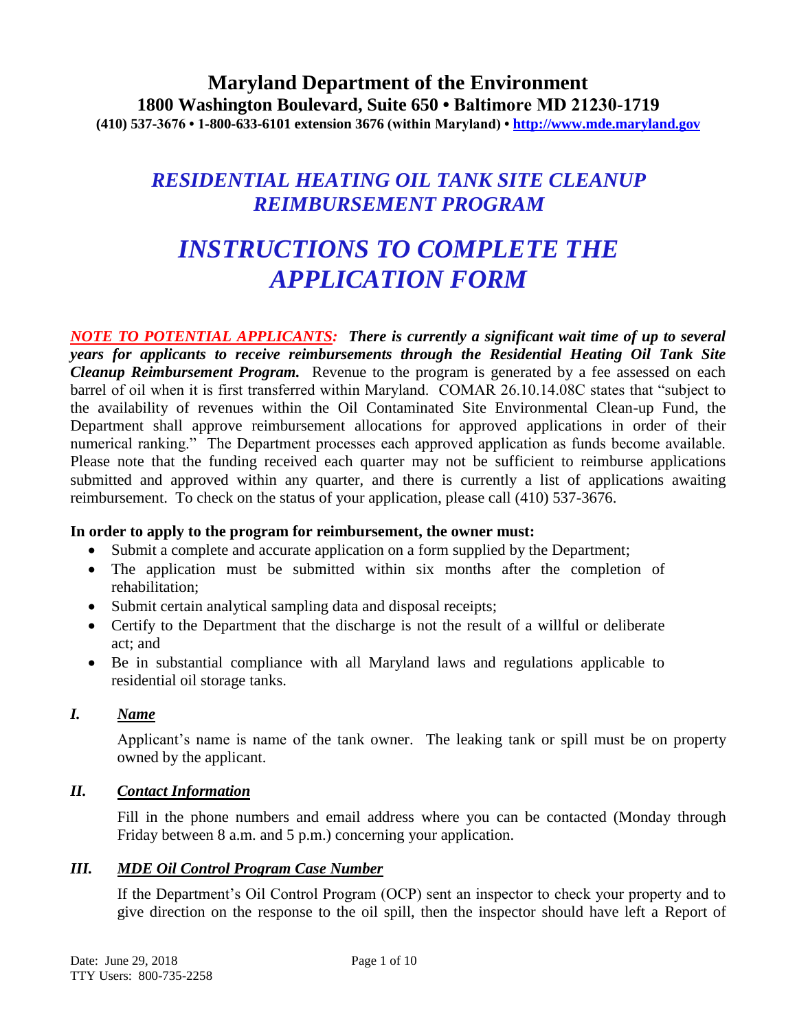# Maryland Department of the Environment

**1800 Washington Boulevard, Suite 650 • Baltimore MD 21230-1719**

**(410) 537-3676 • 1-800-633-6101 extension 3676 (within Maryland) • http://www.mde.maryland.gov**

## *RESIDENTIAL HEATING OIL TANK SITE CLEANUP REIMBURSEMENT PROGRAM*

# *INSTRUCTIONS TO COMPLETE THE APPLICATION FORM*

***NOTE TO POTENTIAL APPLICANTS:*** ***There is currently a significant wait time of up to several years for applicants to receive reimbursements through the Residential Heating Oil Tank Site Cleanup Reimbursement Program.*** Revenue to the program is generated by a fee assessed on each barrel of oil when it is first transferred within Maryland. COMAR 26.10.14.08C states that "subject to the availability of revenues within the Oil Contaminated Site Environmental Clean-up Fund, the Department shall approve reimbursement allocations for approved applications in order of their numerical ranking." The Department processes each approved application as funds become available. Please note that the funding received each quarter may not be sufficient to reimburse applications submitted and approved within any quarter, and there is currently a list of applications awaiting reimbursement. To check on the status of your application, please call (410) 537-3676.

**In order to apply to the program for reimbursement, the owner must:**

- Submit a complete and accurate application on a form supplied by the Department;
- The application must be submitted within six months after the completion of rehabilitation;
- Submit certain analytical sampling data and disposal receipts;
- Certify to the Department that the discharge is not the result of a willful or deliberate act; and
- Be in substantial compliance with all Maryland laws and regulations applicable to residential oil storage tanks.

### *I. Name*

Applicant's name is name of the tank owner. The leaking tank or spill must be on property owned by the applicant.

### *II. Contact Information*

Fill in the phone numbers and email address where you can be contacted (Monday through Friday between 8 a.m. and 5 p.m.) concerning your application.

### *III. MDE Oil Control Program Case Number*

If the Department's Oil Control Program (OCP) sent an inspector to check your property and to give direction on the response to the oil spill, then the inspector should have left a Report of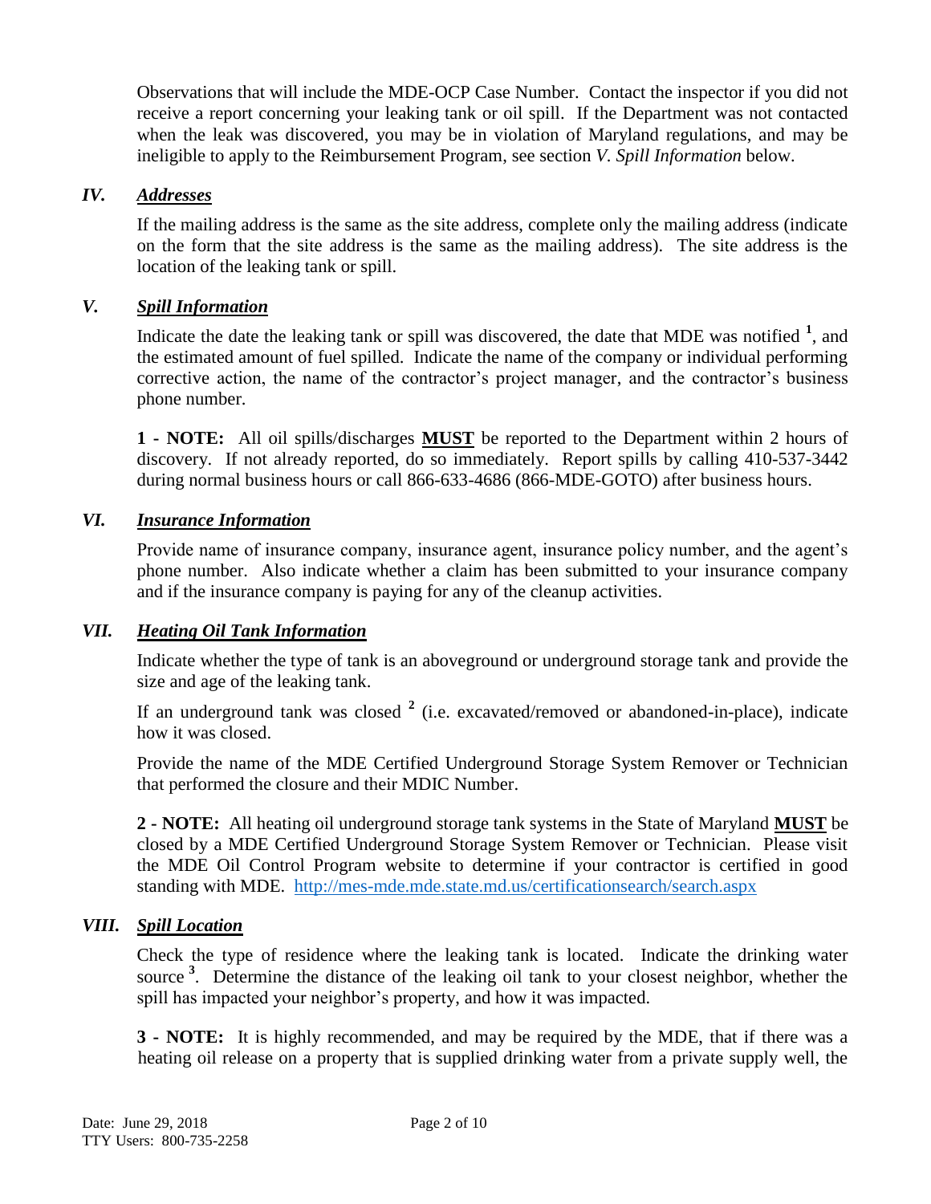Observations that will include the MDE-OCP Case Number. Contact the inspector if you did not receive a report concerning your leaking tank or oil spill. If the Department was not contacted when the leak was discovered, you may be in violation of Maryland regulations, and may be ineligible to apply to the Reimbursement Program, see section *V. Spill Information* below.

## *IV. Addresses*

If the mailing address is the same as the site address, complete only the mailing address (indicate on the form that the site address is the same as the mailing address). The site address is the location of the leaking tank or spill.

## *V. Spill Information*

Indicate the date the leaking tank or spill was discovered, the date that MDE was notified [1], and the estimated amount of fuel spilled. Indicate the name of the company or individual performing corrective action, the name of the contractor's project manager, and the contractor's business phone number.

**1 - NOTE:** All oil spills/discharges **MUST** be reported to the Department within 2 hours of discovery. If not already reported, do so immediately. Report spills by calling 410-537-3442 during normal business hours or call 866-633-4686 (866-MDE-GOTO) after business hours.

## *VI. Insurance Information*

Provide name of insurance company, insurance agent, insurance policy number, and the agent's phone number. Also indicate whether a claim has been submitted to your insurance company and if the insurance company is paying for any of the cleanup activities.

## *VII. Heating Oil Tank Information*

Indicate whether the type of tank is an aboveground or underground storage tank and provide the size and age of the leaking tank.

If an underground tank was closed [2] (i.e. excavated/removed or abandoned-in-place), indicate how it was closed.

Provide the name of the MDE Certified Underground Storage System Remover or Technician that performed the closure and their MDIC Number.

**2 - NOTE:** All heating oil underground storage tank systems in the State of Maryland **MUST** be closed by a MDE Certified Underground Storage System Remover or Technician. Please visit the MDE Oil Control Program website to determine if your contractor is certified in good standing with MDE. http://mes-mde.mde.state.md.us/certificationsearch/search.aspx

## *VIII. Spill Location*

Check the type of residence where the leaking tank is located. Indicate the drinking water source [3]. Determine the distance of the leaking oil tank to your closest neighbor, whether the spill has impacted your neighbor's property, and how it was impacted.

**3 - NOTE:** It is highly recommended, and may be required by the MDE, that if there was a heating oil release on a property that is supplied drinking water from a private supply well, the

Date: June 29, 2018
TTY Users: 800-735-2258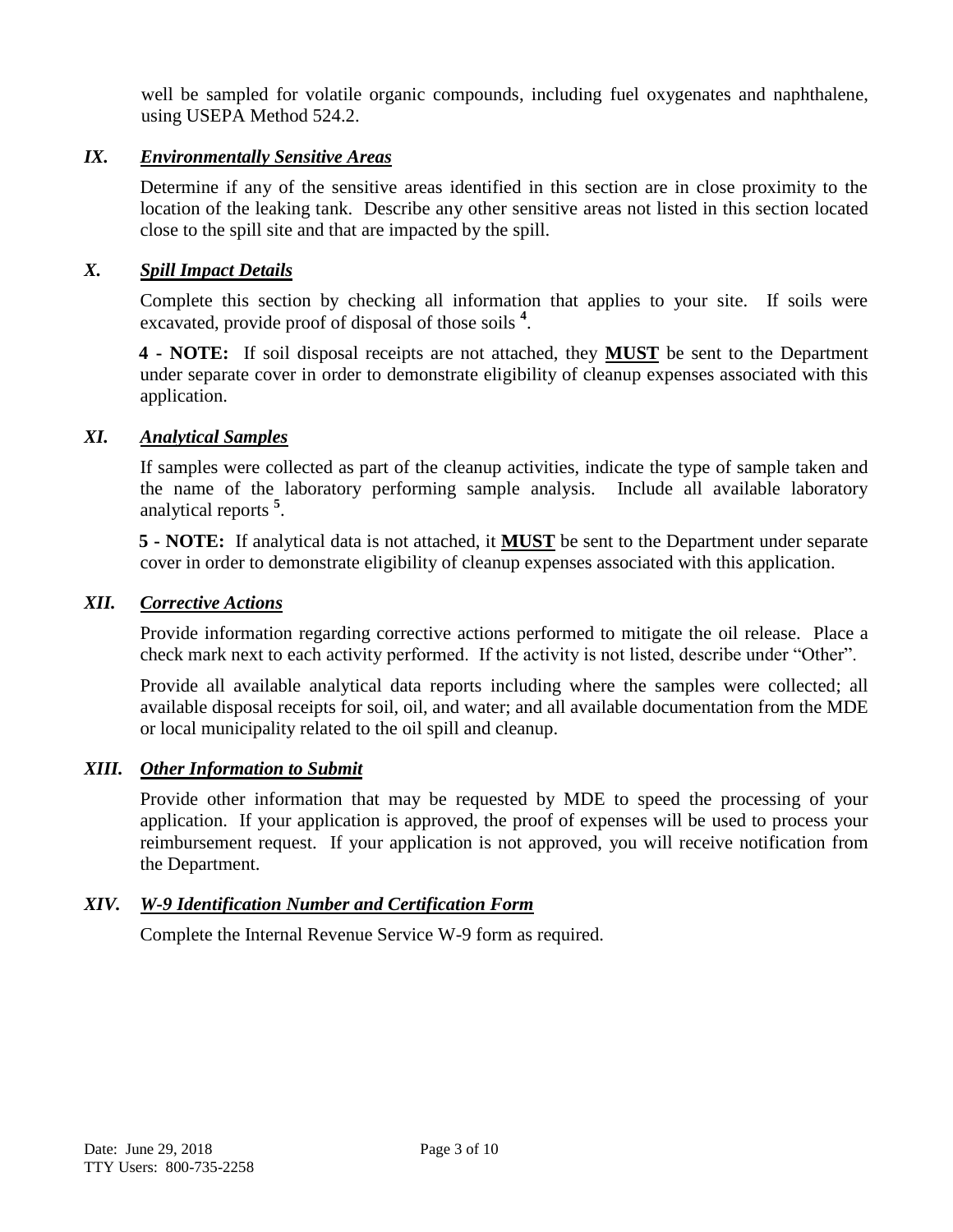well be sampled for volatile organic compounds, including fuel oxygenates and naphthalene, using USEPA Method 524.2.

### *IX. Environmentally Sensitive Areas*

Determine if any of the sensitive areas identified in this section are in close proximity to the location of the leaking tank. Describe any other sensitive areas not listed in this section located close to the spill site and that are impacted by the spill.

### *X. Spill Impact Details*

Complete this section by checking all information that applies to your site. If soils were excavated, provide proof of disposal of those soils [4].

**4 - NOTE:** If soil disposal receipts are not attached, they **MUST** be sent to the Department under separate cover in order to demonstrate eligibility of cleanup expenses associated with this application.

### *XI. Analytical Samples*

If samples were collected as part of the cleanup activities, indicate the type of sample taken and the name of the laboratory performing sample analysis. Include all available laboratory analytical reports [5].

**5 - NOTE:** If analytical data is not attached, it **MUST** be sent to the Department under separate cover in order to demonstrate eligibility of cleanup expenses associated with this application.

### *XII. Corrective Actions*

Provide information regarding corrective actions performed to mitigate the oil release. Place a check mark next to each activity performed. If the activity is not listed, describe under "Other".

Provide all available analytical data reports including where the samples were collected; all available disposal receipts for soil, oil, and water; and all available documentation from the MDE or local municipality related to the oil spill and cleanup.

### *XIII. Other Information to Submit*

Provide other information that may be requested by MDE to speed the processing of your application. If your application is approved, the proof of expenses will be used to process your reimbursement request. If your application is not approved, you will receive notification from the Department.

### *XIV. W-9 Identification Number and Certification Form*

Complete the Internal Revenue Service W-9 form as required.

Date: June 29, 2018
TTY Users: 800-735-2258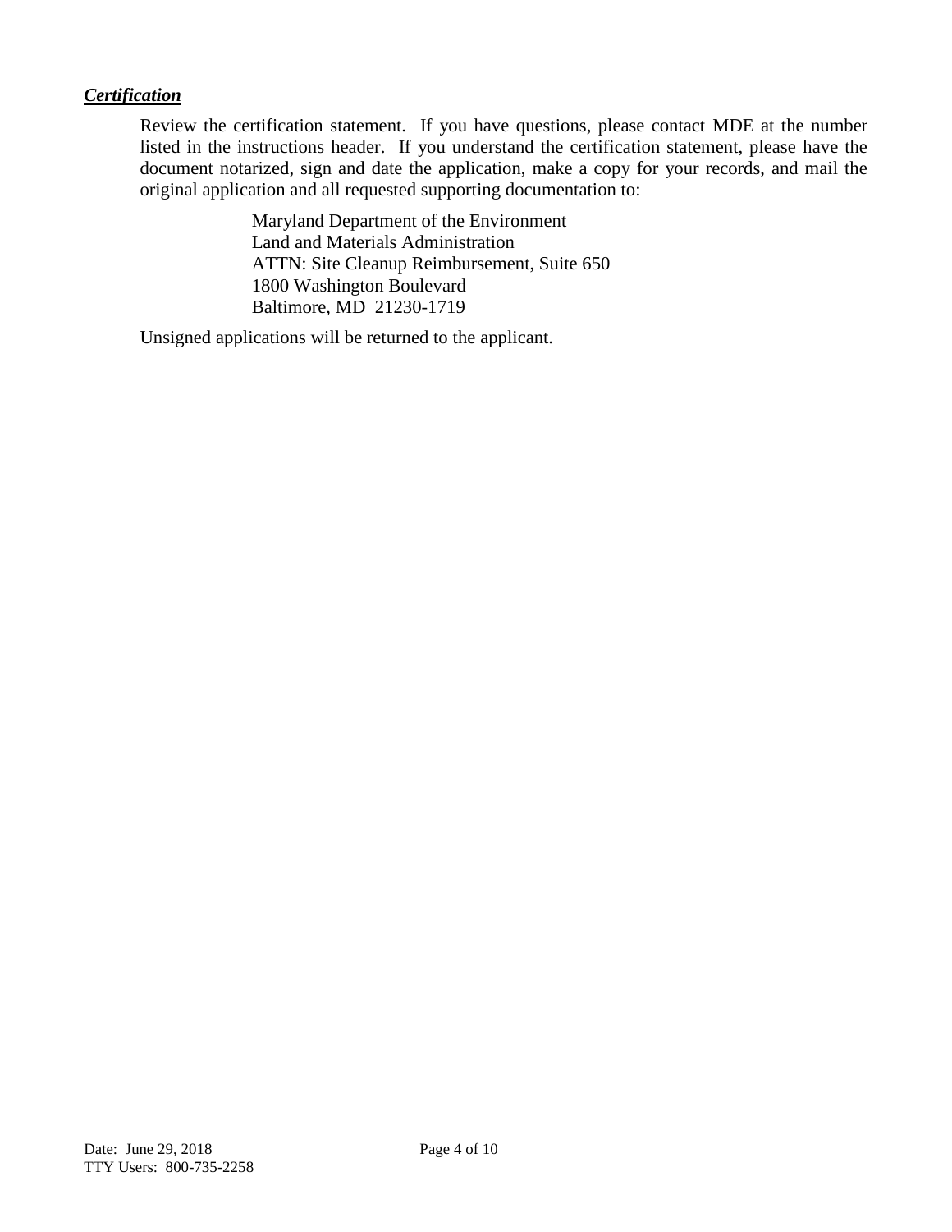***Certification***

Review the certification statement. If you have questions, please contact MDE at the number listed in the instructions header. If you understand the certification statement, please have the document notarized, sign and date the application, make a copy for your records, and mail the original application and all requested supporting documentation to:

Maryland Department of the Environment
Land and Materials Administration
ATTN: Site Cleanup Reimbursement, Suite 650
1800 Washington Boulevard
Baltimore, MD 21230-1719

Unsigned applications will be returned to the applicant.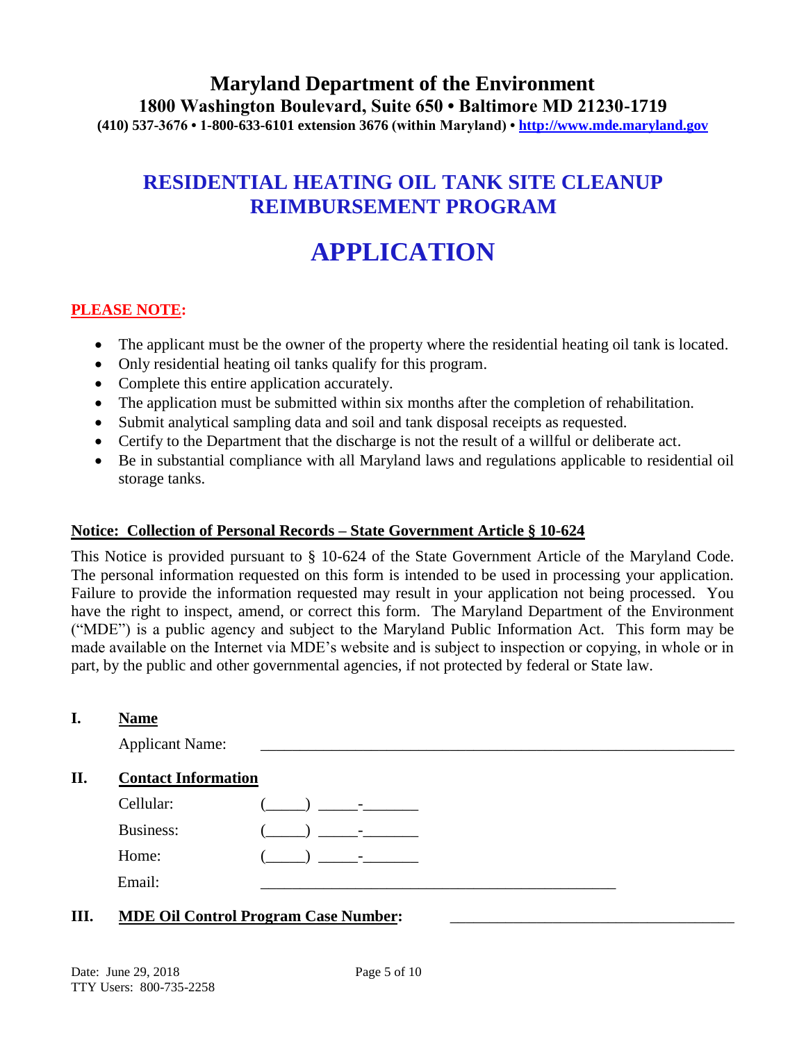# Maryland Department of the Environment

**1800 Washington Boulevard, Suite 650 • Baltimore MD 21230-1719**

**(410) 537-3676 • 1-800-633-6101 extension 3676 (within Maryland) • [http://www.mde.maryland.gov](http://www.mde.maryland.gov)**

## RESIDENTIAL HEATING OIL TANK SITE CLEANUP REIMBURSEMENT PROGRAM

# APPLICATION

**PLEASE NOTE:**

- The applicant must be the owner of the property where the residential heating oil tank is located.
- Only residential heating oil tanks qualify for this program.
- Complete this entire application accurately.
- The application must be submitted within six months after the completion of rehabilitation.
- Submit analytical sampling data and soil and tank disposal receipts as requested.
- Certify to the Department that the discharge is not the result of a willful or deliberate act.
- Be in substantial compliance with all Maryland laws and regulations applicable to residential oil storage tanks.

**Notice: Collection of Personal Records – State Government Article § 10-624**

This Notice is provided pursuant to § 10-624 of the State Government Article of the Maryland Code. The personal information requested on this form is intended to be used in processing your application. Failure to provide the information requested may result in your application not being processed. You have the right to inspect, amend, or correct this form. The Maryland Department of the Environment ("MDE") is a public agency and subject to the Maryland Public Information Act. This form may be made available on the Internet via MDE's website and is subject to inspection or copying, in whole or in part, by the public and other governmental agencies, if not protected by federal or State law.

**I. Name**

Applicant Name: ______________________________________________________________

**II. Contact Information**

Cellular: (_____) _____-_______

Business: (_____) _____-_______

Home: (_____) _____-_______

Email: _______________________________________________

**III. MDE Oil Control Program Case Number:** ___________________________________

Date: June 29, 2018

TTY Users: 800-735-2258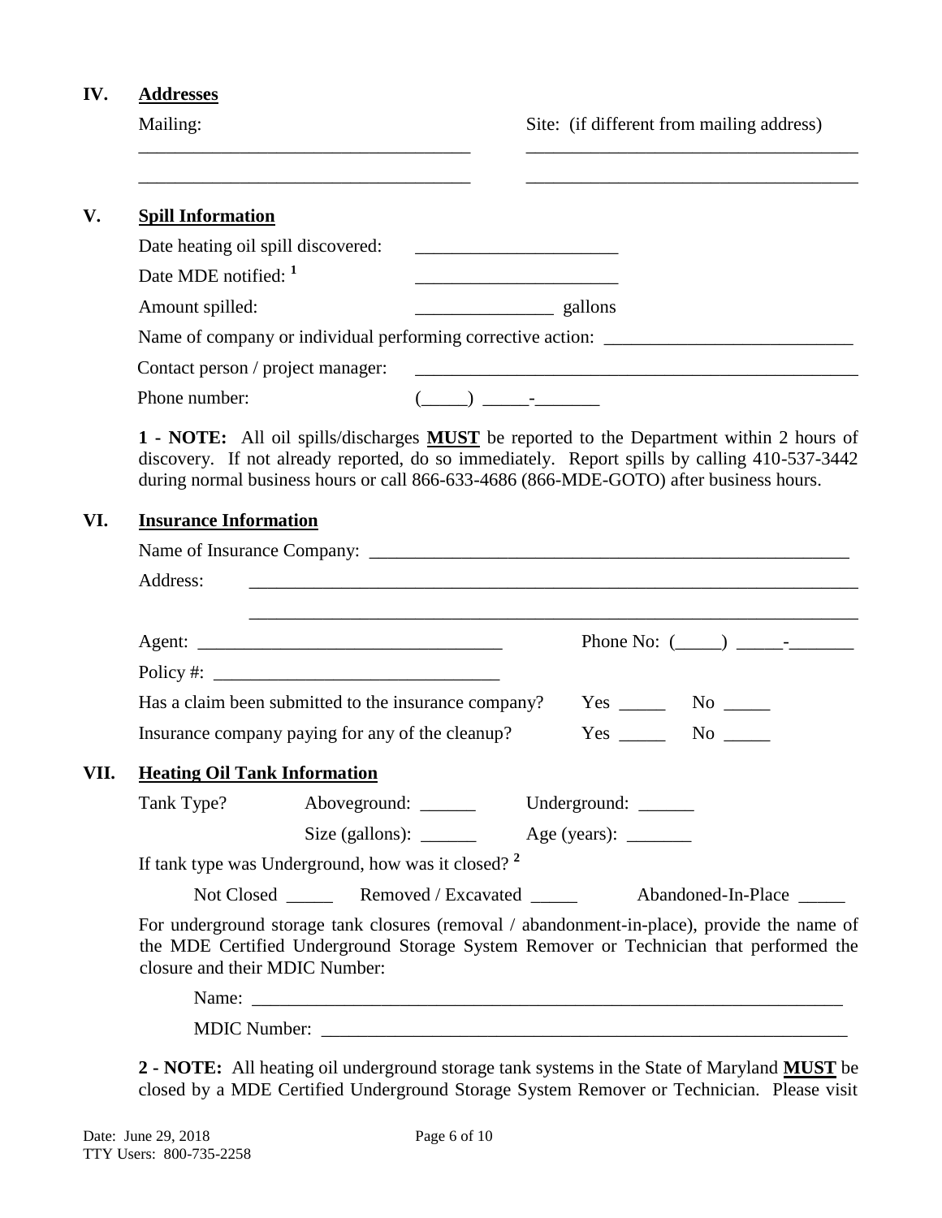## IV. Addresses

Mailing: ____________________________________

____________________________________

Site: (if different from mailing address) ____________________________________

____________________________________

## V. Spill Information

Date heating oil spill discovered: ______________________

Date MDE notified: [1] ______________________

Amount spilled: _______________ gallons

Name of company or individual performing corrective action: ___________________________

Contact person / project manager: _________________________________________________

Phone number: (_____) _____-_______

**1 - NOTE:** All oil spills/discharges **MUST** be reported to the Department within 2 hours of discovery. If not already reported, do so immediately. Report spills by calling 410-537-3442 during normal business hours or call 866-633-4686 (866-MDE-GOTO) after business hours.

## VI. Insurance Information

Name of Insurance Company: _____________________________________________________

Address: _____________________________________________________________________

_____________________________________________________________________

Agent: _________________________________ Phone No: (_____) _____-_______

Policy #: _______________________________

Has a claim been submitted to the insurance company? Yes _____ No _____

Insurance company paying for any of the cleanup? Yes _____ No _____

## VII. Heating Oil Tank Information

Tank Type? Aboveground: ______ Underground: ______

Size (gallons): ______ Age (years): _______

If tank type was Underground, how was it closed? [2]

Not Closed _____ Removed / Excavated _____ Abandoned-In-Place _____

For underground storage tank closures (removal / abandonment-in-place), provide the name of the MDE Certified Underground Storage System Remover or Technician that performed the closure and their MDIC Number:

Name: _________________________________________________________________

MDIC Number: __________________________________________________________

**2 - NOTE:** All heating oil underground storage tank systems in the State of Maryland **MUST** be closed by a MDE Certified Underground Storage System Remover or Technician. Please visit

Date: June 29, 2018
TTY Users: 800-735-2258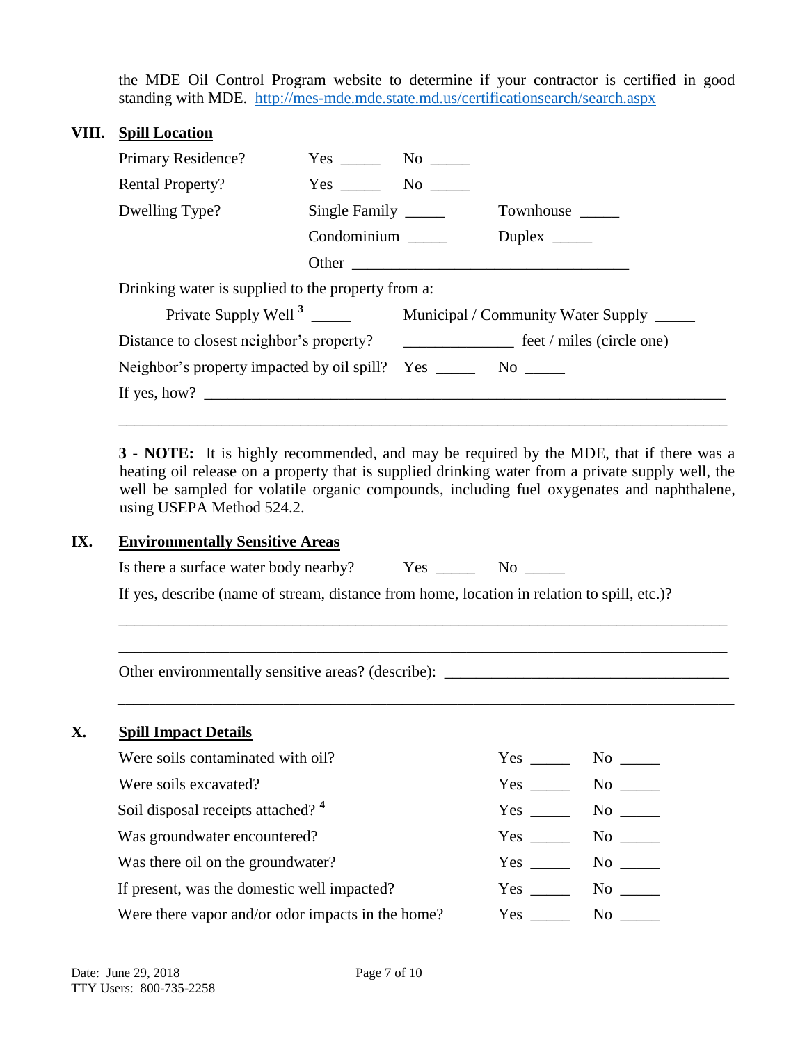the MDE Oil Control Program website to determine if your contractor is certified in good standing with MDE. [http://mes-mde.mde.state.md.us/certificationsearch/search.aspx](http://mes-mde.mde.state.md.us/certificationsearch/search.aspx)

## VIII. Spill Location

Primary Residence? Yes _____ No _____

Rental Property? Yes _____ No _____

Dwelling Type? Single Family _____ Townhouse _____

Condominium _____ Duplex _____

Other ___________________________________

Drinking water is supplied to the property from a:

Private Supply Well [3] _____ Municipal / Community Water Supply _____

Distance to closest neighbor's property? ______________ feet / miles (circle one)

Neighbor's property impacted by oil spill? Yes _____ No _____

If yes, how? ______________________________________________________________________

__________________________________________________________________________________

**3 - NOTE:** It is highly recommended, and may be required by the MDE, that if there was a heating oil release on a property that is supplied drinking water from a private supply well, the well be sampled for volatile organic compounds, including fuel oxygenates and naphthalene, using USEPA Method 524.2.

## IX. Environmentally Sensitive Areas

Is there a surface water body nearby? Yes _____ No _____

If yes, describe (name of stream, distance from home, location in relation to spill, etc.)?

__________________________________________________________________________________

__________________________________________________________________________________

Other environmentally sensitive areas? (describe): ____________________________________

__________________________________________________________________________________

## X. Spill Impact Details

Were soils contaminated with oil? Yes _____ No _____

Were soils excavated? Yes _____ No _____

Soil disposal receipts attached? [4] Yes _____ No _____

Was groundwater encountered? Yes _____ No _____

Was there oil on the groundwater? Yes _____ No _____

If present, was the domestic well impacted? Yes _____ No _____

Were there vapor and/or odor impacts in the home? Yes _____ No _____

Date: June 29, 2018
TTY Users: 800-735-2258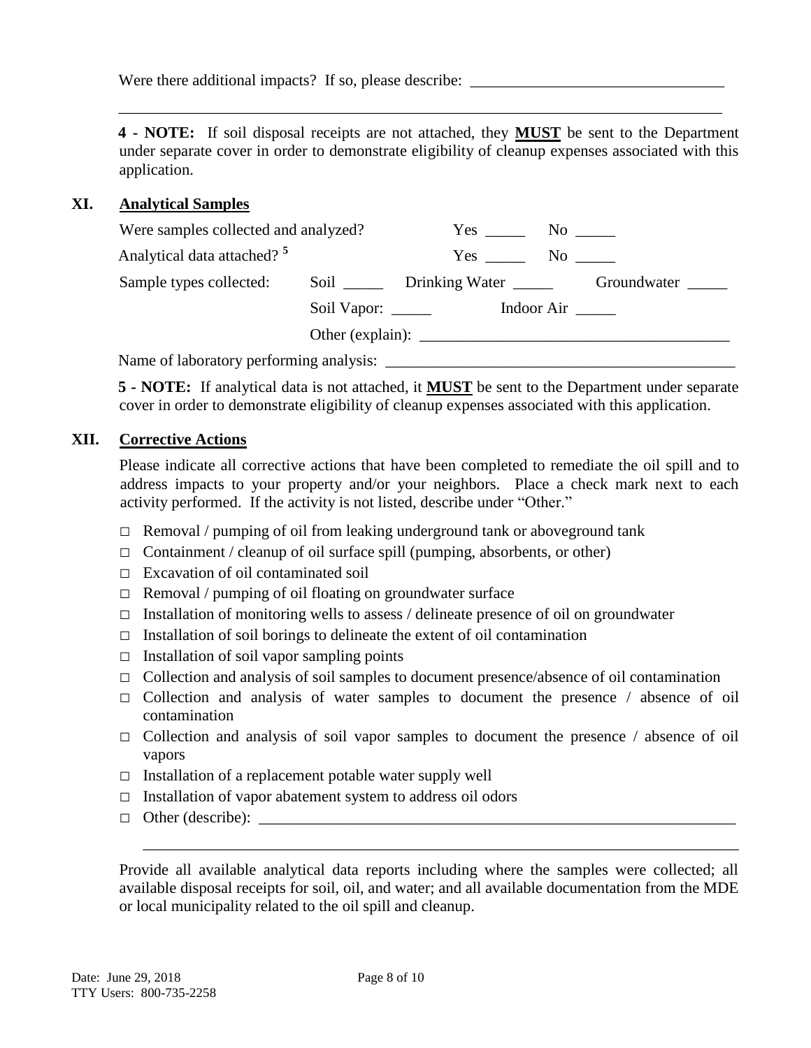Were there additional impacts? If so, please describe: ________________________________

______________________________________________________________________________

**4 - NOTE:** If soil disposal receipts are not attached, they **MUST** be sent to the Department under separate cover in order to demonstrate eligibility of cleanup expenses associated with this application.

## XI. Analytical Samples

Were samples collected and analyzed? Yes _____ No _____

Analytical data attached? [5] Yes _____ No _____

Sample types collected: Soil _____ Drinking Water _____ Groundwater _____

Soil Vapor: _____ Indoor Air _____

Other (explain): ______________________________________

Name of laboratory performing analysis: ____________________________________________

**5 - NOTE:** If analytical data is not attached, it **MUST** be sent to the Department under separate cover in order to demonstrate eligibility of cleanup expenses associated with this application.

## XII. Corrective Actions

Please indicate all corrective actions that have been completed to remediate the oil spill and to address impacts to your property and/or your neighbors. Place a check mark next to each activity performed. If the activity is not listed, describe under "Other."

- □ Removal / pumping of oil from leaking underground tank or aboveground tank
- □ Containment / cleanup of oil surface spill (pumping, absorbents, or other)
- □ Excavation of oil contaminated soil
- □ Removal / pumping of oil floating on groundwater surface
- □ Installation of monitoring wells to assess / delineate presence of oil on groundwater
- □ Installation of soil borings to delineate the extent of oil contamination
- □ Installation of soil vapor sampling points
- □ Collection and analysis of soil samples to document presence/absence of oil contamination
- □ Collection and analysis of water samples to document the presence / absence of oil contamination
- □ Collection and analysis of soil vapor samples to document the presence / absence of oil vapors
- □ Installation of a replacement potable water supply well
- □ Installation of vapor abatement system to address oil odors
- □ Other (describe): ______________________________________________________________

  ____________________________________________________________________________

Provide all available analytical data reports including where the samples were collected; all available disposal receipts for soil, oil, and water; and all available documentation from the MDE or local municipality related to the oil spill and cleanup.

Date: June 29, 2018
TTY Users: 800-735-2258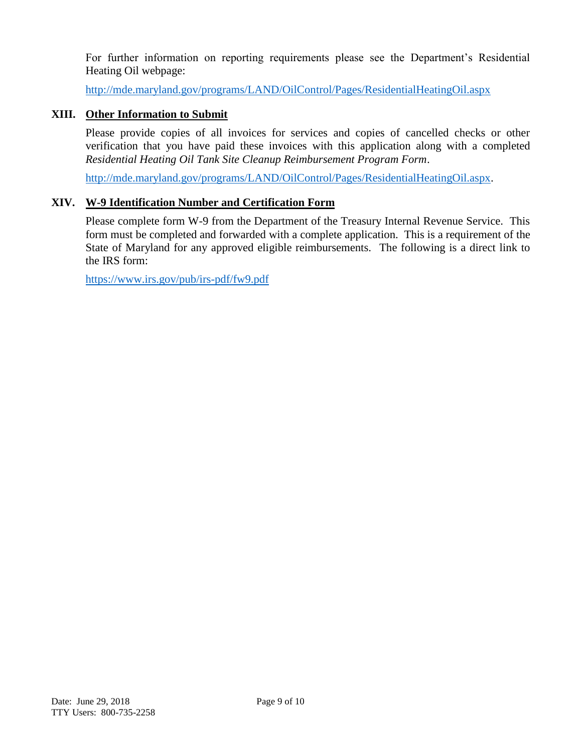For further information on reporting requirements please see the Department's Residential Heating Oil webpage:

http://mde.maryland.gov/programs/LAND/OilControl/Pages/ResidentialHeatingOil.aspx

## XIII. Other Information to Submit

Please provide copies of all invoices for services and copies of cancelled checks or other verification that you have paid these invoices with this application along with a completed *Residential Heating Oil Tank Site Cleanup Reimbursement Program Form*.

http://mde.maryland.gov/programs/LAND/OilControl/Pages/ResidentialHeatingOil.aspx.

## XIV. W-9 Identification Number and Certification Form

Please complete form W-9 from the Department of the Treasury Internal Revenue Service. This form must be completed and forwarded with a complete application. This is a requirement of the State of Maryland for any approved eligible reimbursements. The following is a direct link to the IRS form:

https://www.irs.gov/pub/irs-pdf/fw9.pdf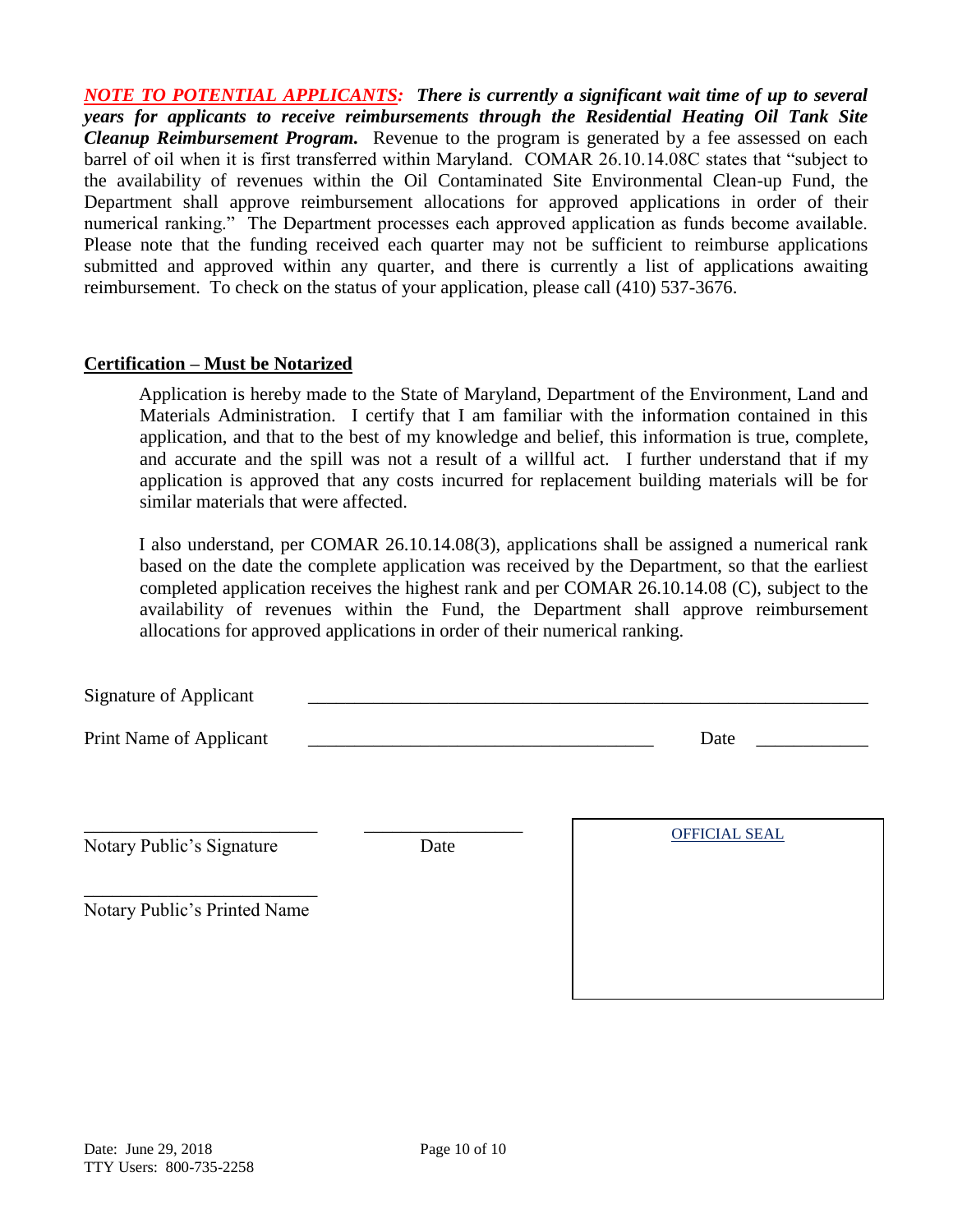***NOTE TO POTENTIAL APPLICANTS:*** ***There is currently a significant wait time of up to several years for applicants to receive reimbursements through the Residential Heating Oil Tank Site Cleanup Reimbursement Program.*** Revenue to the program is generated by a fee assessed on each barrel of oil when it is first transferred within Maryland. COMAR 26.10.14.08C states that "subject to the availability of revenues within the Oil Contaminated Site Environmental Clean-up Fund, the Department shall approve reimbursement allocations for approved applications in order of their numerical ranking." The Department processes each approved application as funds become available. Please note that the funding received each quarter may not be sufficient to reimburse applications submitted and approved within any quarter, and there is currently a list of applications awaiting reimbursement. To check on the status of your application, please call (410) 537-3676.

## Certification – Must be Notarized

Application is hereby made to the State of Maryland, Department of the Environment, Land and Materials Administration. I certify that I am familiar with the information contained in this application, and that to the best of my knowledge and belief, this information is true, complete, and accurate and the spill was not a result of a willful act. I further understand that if my application is approved that any costs incurred for replacement building materials will be for similar materials that were affected.

I also understand, per COMAR 26.10.14.08(3), applications shall be assigned a numerical rank based on the date the complete application was received by the Department, so that the earliest completed application receives the highest rank and per COMAR 26.10.14.08 (C), subject to the availability of revenues within the Fund, the Department shall approve reimbursement allocations for approved applications in order of their numerical ranking.

Signature of Applicant \_\_\_\_\_\_\_\_\_\_\_\_\_\_\_\_\_\_\_\_\_\_\_\_\_\_\_\_\_\_\_\_\_\_\_\_\_\_\_\_

Print Name of Applicant \_\_\_\_\_\_\_\_\_\_\_\_\_\_\_\_\_\_\_\_\_\_\_\_\_\_\_\_ Date \_\_\_\_\_\_\_\_\_\_

\_\_\_\_\_\_\_\_\_\_\_\_\_\_\_\_\_\_\_\_\_\_ \_\_\_\_\_\_\_\_\_\_\_\_\_\_
Notary Public's Signature Date

\_\_\_\_\_\_\_\_\_\_\_\_\_\_\_\_\_\_\_\_\_\_
Notary Public's Printed Name

OFFICIAL SEAL

Date: June 29, 2018
TTY Users: 800-735-2258